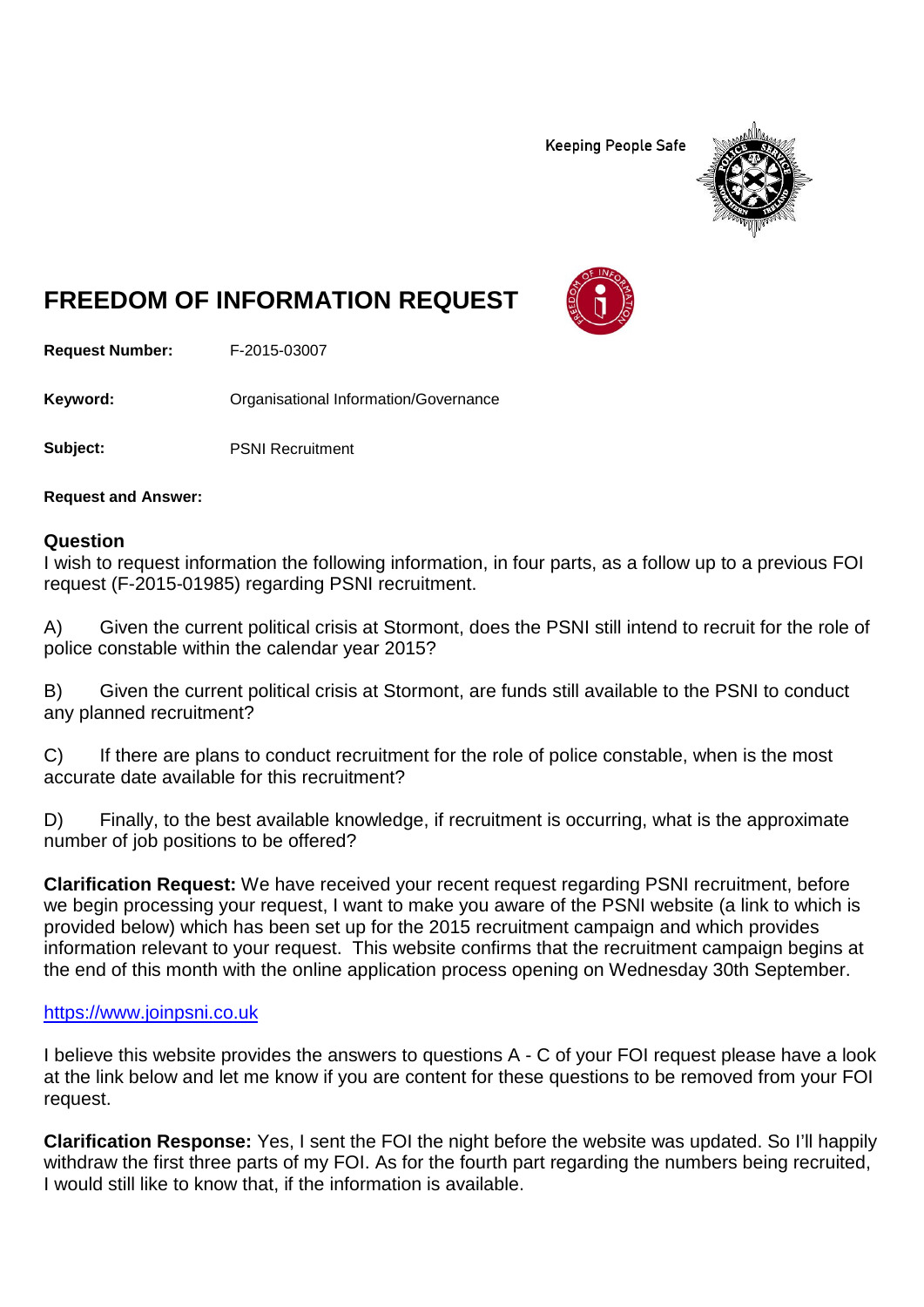Keeping People Safe

# FREEDOM OF INFORMATION REQUEST

**Request Number:** F-2015-03007

**Keyword:** Organisational Information/Governance

**Subject:** PSNI Recruitment

**Request and Answer:**

## Question

I wish to request information the following information, in four parts, as a follow up to a previous FOI request (F-2015-01985) regarding PSNI recruitment.

A) Given the current political crisis at Stormont, does the PSNI still intend to recruit for the role of police constable within the calendar year 2015?

B) Given the current political crisis at Stormont, are funds still available to the PSNI to conduct any planned recruitment?

C) If there are plans to conduct recruitment for the role of police constable, when is the most accurate date available for this recruitment?

D) Finally, to the best available knowledge, if recruitment is occurring, what is the approximate number of job positions to be offered?

**Clarification Request:** We have received your recent request regarding PSNI recruitment, before we begin processing your request, I want to make you aware of the PSNI website (a link to which is provided below) which has been set up for the 2015 recruitment campaign and which provides information relevant to your request. This website confirms that the recruitment campaign begins at the end of this month with the online application process opening on Wednesday 30th September.

https://www.joinpsni.co.uk

I believe this website provides the answers to questions A - C of your FOI request please have a look at the link below and let me know if you are content for these questions to be removed from your FOI request.

**Clarification Response:** Yes, I sent the FOI the night before the website was updated. So I'll happily withdraw the first three parts of my FOI. As for the fourth part regarding the numbers being recruited, I would still like to know that, if the information is available.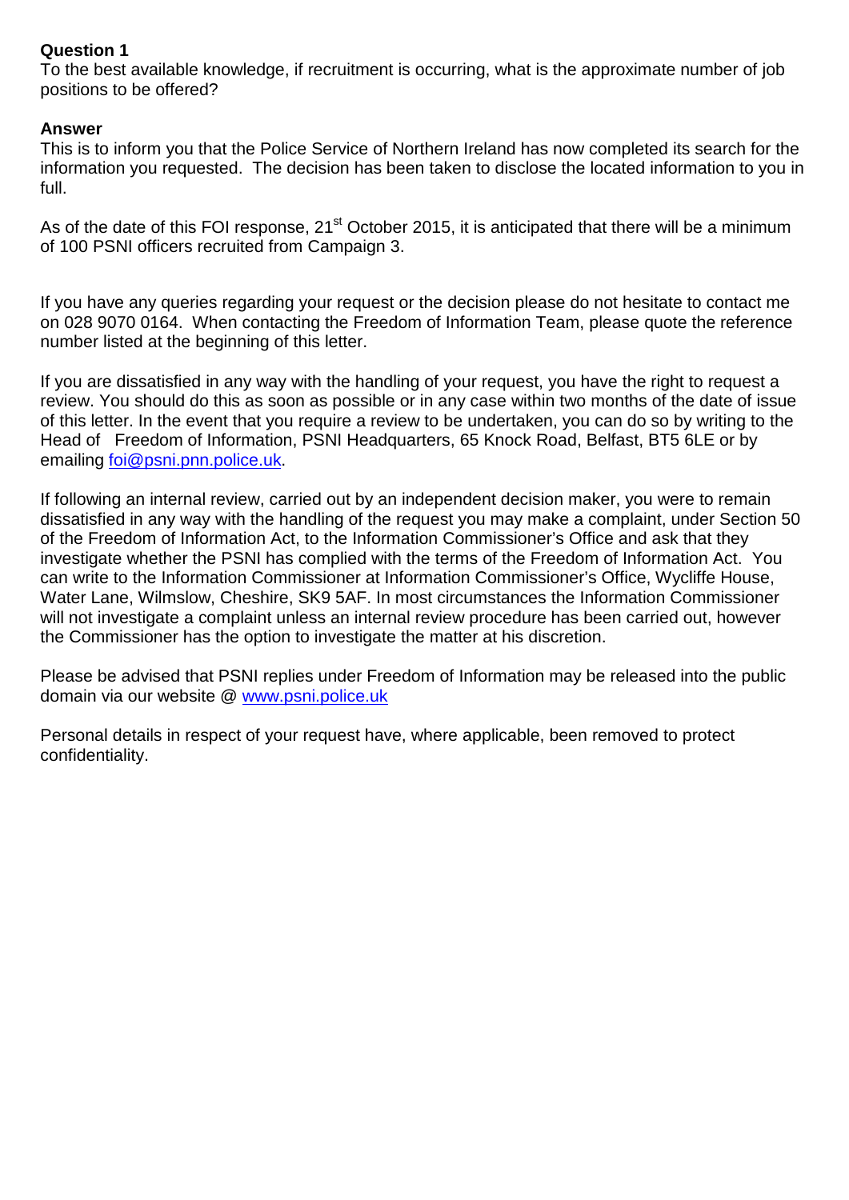**Question 1**
To the best available knowledge, if recruitment is occurring, what is the approximate number of job positions to be offered?

**Answer**
This is to inform you that the Police Service of Northern Ireland has now completed its search for the information you requested. The decision has been taken to disclose the located information to you in full.

As of the date of this FOI response, 21st October 2015, it is anticipated that there will be a minimum of 100 PSNI officers recruited from Campaign 3.

If you have any queries regarding your request or the decision please do not hesitate to contact me on 028 9070 0164. When contacting the Freedom of Information Team, please quote the reference number listed at the beginning of this letter.

If you are dissatisfied in any way with the handling of your request, you have the right to request a review. You should do this as soon as possible or in any case within two months of the date of issue of this letter. In the event that you require a review to be undertaken, you can do so by writing to the Head of Freedom of Information, PSNI Headquarters, 65 Knock Road, Belfast, BT5 6LE or by emailing [foi@psni.pnn.police.uk](mailto:foi@psni.pnn.police.uk).

If following an internal review, carried out by an independent decision maker, you were to remain dissatisfied in any way with the handling of the request you may make a complaint, under Section 50 of the Freedom of Information Act, to the Information Commissioner's Office and ask that they investigate whether the PSNI has complied with the terms of the Freedom of Information Act. You can write to the Information Commissioner at Information Commissioner's Office, Wycliffe House, Water Lane, Wilmslow, Cheshire, SK9 5AF. In most circumstances the Information Commissioner will not investigate a complaint unless an internal review procedure has been carried out, however the Commissioner has the option to investigate the matter at his discretion.

Please be advised that PSNI replies under Freedom of Information may be released into the public domain via our website @ [www.psni.police.uk](http://www.psni.police.uk)

Personal details in respect of your request have, where applicable, been removed to protect confidentiality.